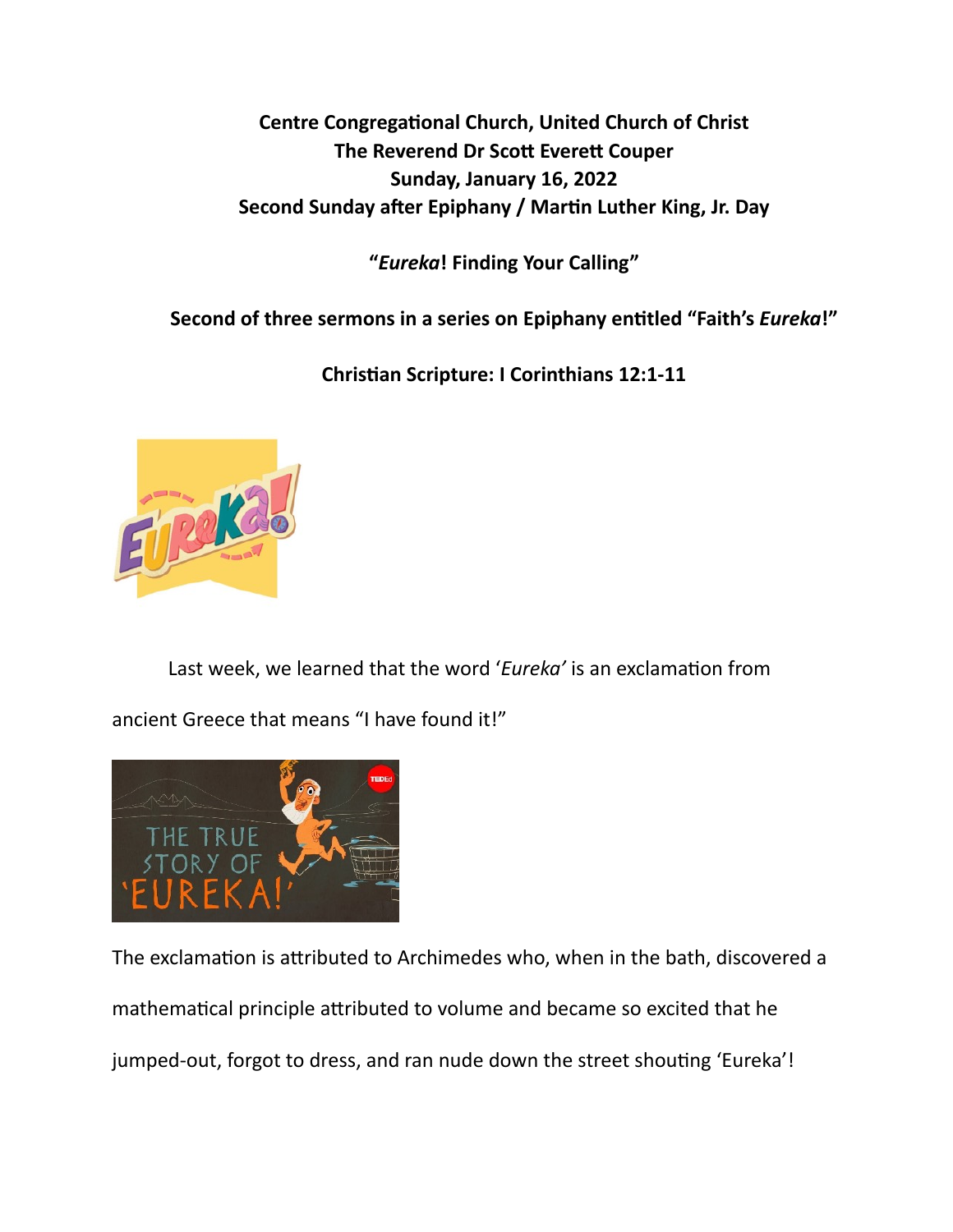**Centre Congregational Church, United Church of Christ**
**The Reverend Dr Scott Everett Couper**
**Sunday, January 16, 2022**
**Second Sunday after Epiphany / Martin Luther King, Jr. Day**

**"*Eureka*! Finding Your Calling"**

**Second of three sermons in a series on Epiphany entitled "Faith's *Eureka*!"**

**Christian Scripture: I Corinthians 12:1-11**

Last week, we learned that the word '*Eureka'* is an exclamation from ancient Greece that means "I have found it!"

The exclamation is attributed to Archimedes who, when in the bath, discovered a mathematical principle attributed to volume and became so excited that he jumped-out, forgot to dress, and ran nude down the street shouting 'Eureka'!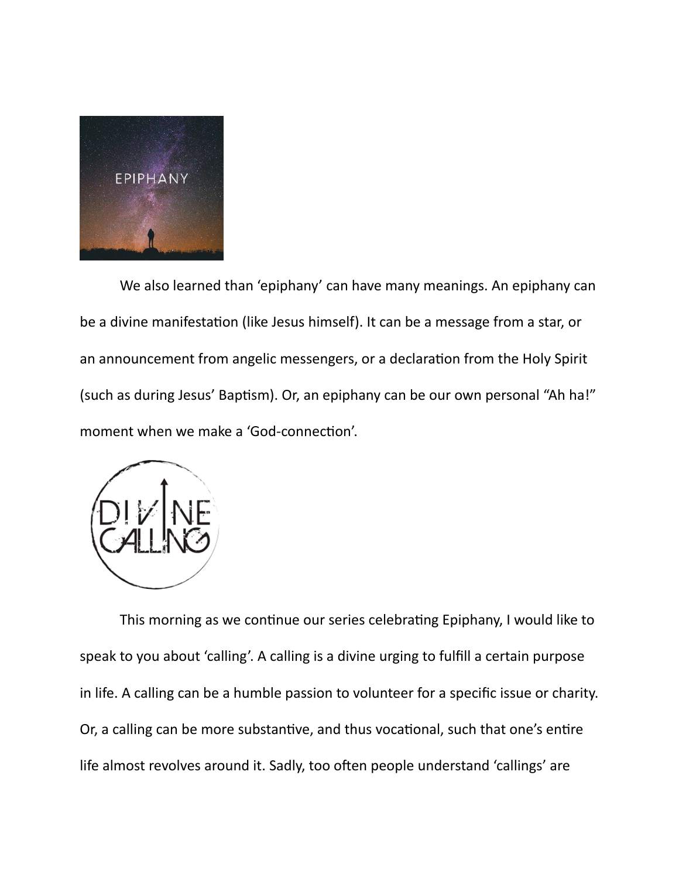We also learned than 'epiphany' can have many meanings. An epiphany can be a divine manifestation (like Jesus himself). It can be a message from a star, or an announcement from angelic messengers, or a declaration from the Holy Spirit (such as during Jesus' Baptism). Or, an epiphany can be our own personal "Ah ha!" moment when we make a 'God-connection'.

This morning as we continue our series celebrating Epiphany, I would like to speak to you about 'calling'. A calling is a divine urging to fulfill a certain purpose in life. A calling can be a humble passion to volunteer for a specific issue or charity. Or, a calling can be more substantive, and thus vocational, such that one's entire life almost revolves around it. Sadly, too often people understand 'callings' are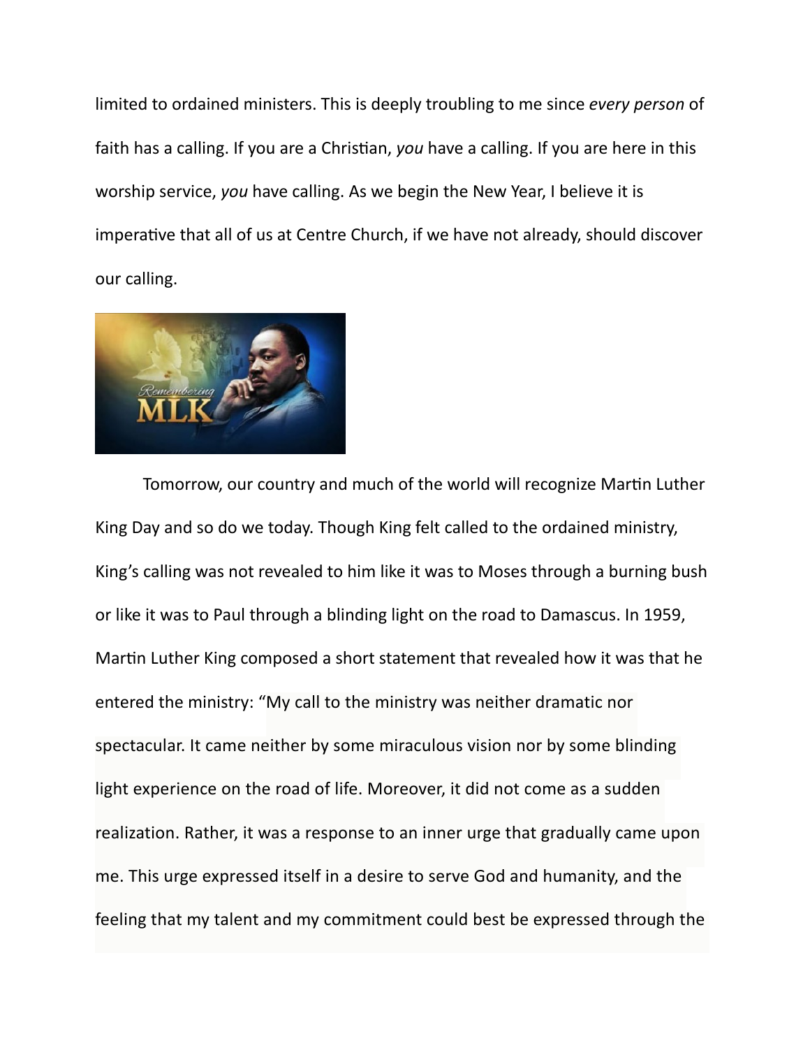limited to ordained ministers. This is deeply troubling to me since *every person* of faith has a calling. If you are a Christian, *you* have a calling. If you are here in this worship service, *you* have calling. As we begin the New Year, I believe it is imperative that all of us at Centre Church, if we have not already, should discover our calling.

Tomorrow, our country and much of the world will recognize Martin Luther King Day and so do we today. Though King felt called to the ordained ministry, King's calling was not revealed to him like it was to Moses through a burning bush or like it was to Paul through a blinding light on the road to Damascus. In 1959, Martin Luther King composed a short statement that revealed how it was that he entered the ministry: "My call to the ministry was neither dramatic nor spectacular. It came neither by some miraculous vision nor by some blinding light experience on the road of life. Moreover, it did not come as a sudden realization. Rather, it was a response to an inner urge that gradually came upon me. This urge expressed itself in a desire to serve God and humanity, and the feeling that my talent and my commitment could best be expressed through the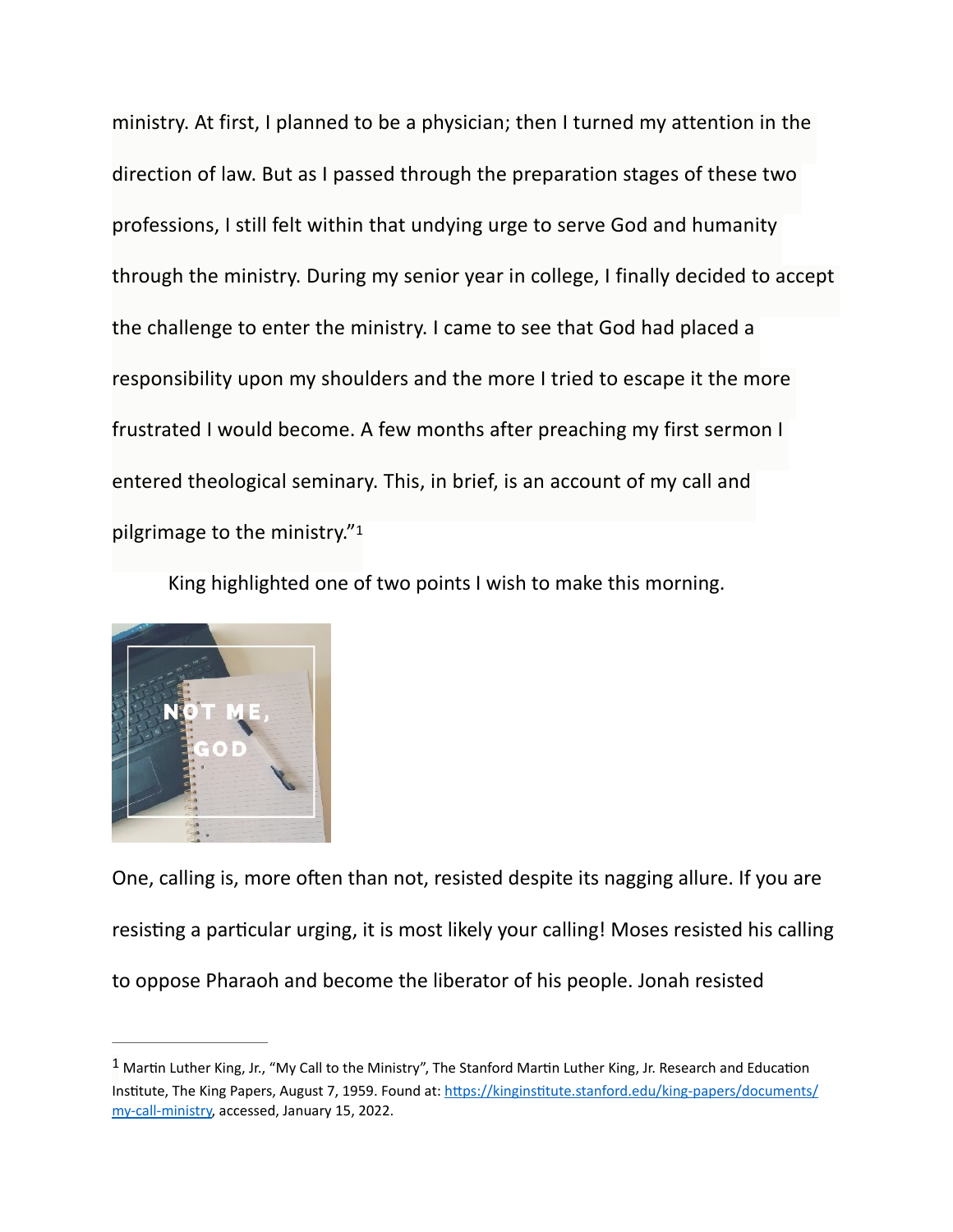ministry. At first, I planned to be a physician; then I turned my attention in the direction of law. But as I passed through the preparation stages of these two professions, I still felt within that undying urge to serve God and humanity through the ministry. During my senior year in college, I finally decided to accept the challenge to enter the ministry. I came to see that God had placed a responsibility upon my shoulders and the more I tried to escape it the more frustrated I would become. A few months after preaching my first sermon I entered theological seminary. This, in brief, is an account of my call and pilgrimage to the ministry."[1]

King highlighted one of two points I wish to make this morning.

NOT ME, GOD

One, calling is, more often than not, resisted despite its nagging allure. If you are resisting a particular urging, it is most likely your calling! Moses resisted his calling to oppose Pharaoh and become the liberator of his people. Jonah resisted

---

[1] Martin Luther King, Jr., "My Call to the Ministry", The Stanford Martin Luther King, Jr. Research and Education Institute, The King Papers, August 7, 1959. Found at: https://kinginstitute.stanford.edu/king-papers/documents/my-call-ministry, accessed, January 15, 2022.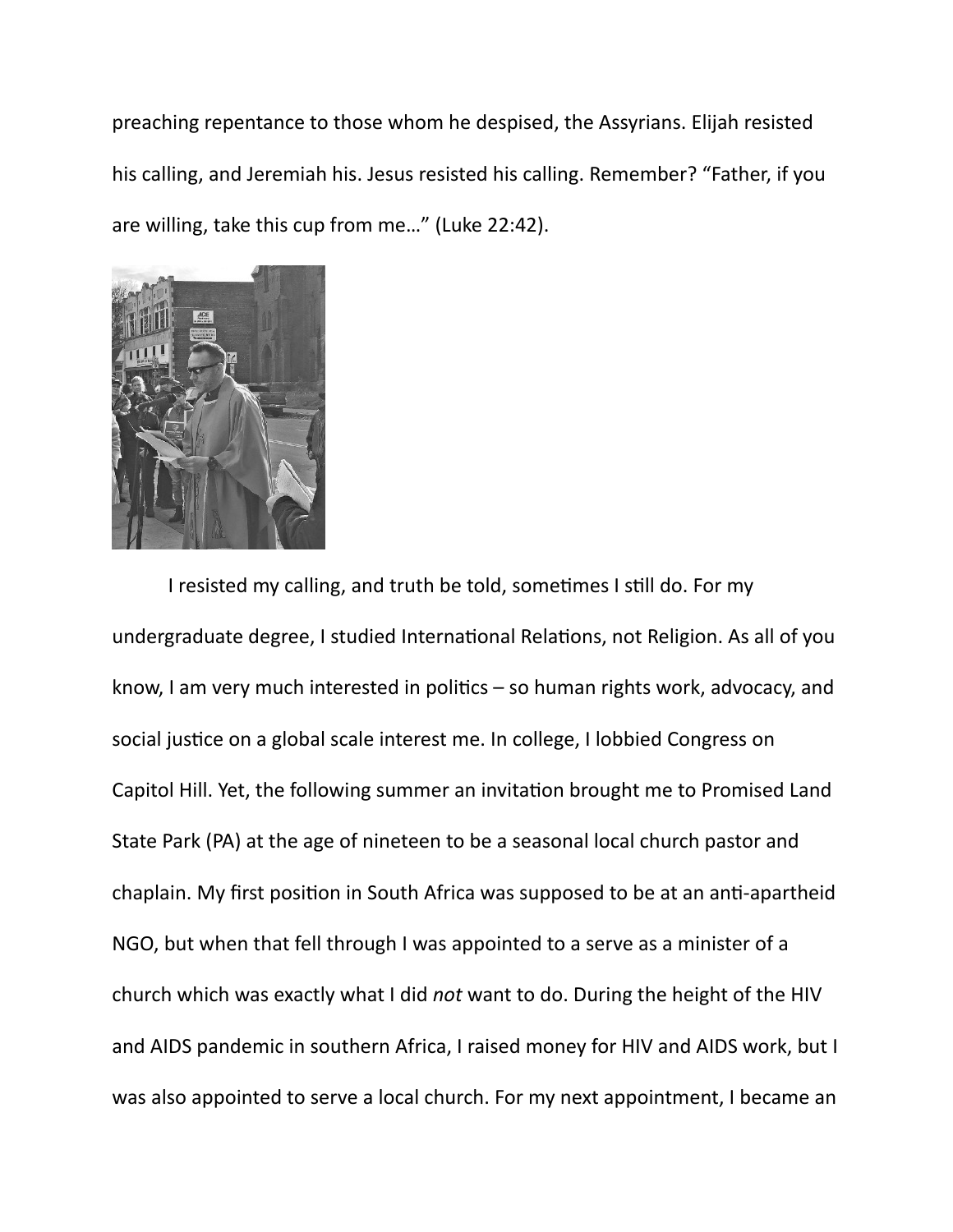preaching repentance to those whom he despised, the Assyrians. Elijah resisted his calling, and Jeremiah his. Jesus resisted his calling. Remember? "Father, if you are willing, take this cup from me…" (Luke 22:42).

I resisted my calling, and truth be told, sometimes I still do. For my undergraduate degree, I studied International Relations, not Religion. As all of you know, I am very much interested in politics – so human rights work, advocacy, and social justice on a global scale interest me. In college, I lobbied Congress on Capitol Hill. Yet, the following summer an invitation brought me to Promised Land State Park (PA) at the age of nineteen to be a seasonal local church pastor and chaplain. My first position in South Africa was supposed to be at an anti-apartheid NGO, but when that fell through I was appointed to a serve as a minister of a church which was exactly what I did *not* want to do. During the height of the HIV and AIDS pandemic in southern Africa, I raised money for HIV and AIDS work, but I was also appointed to serve a local church. For my next appointment, I became an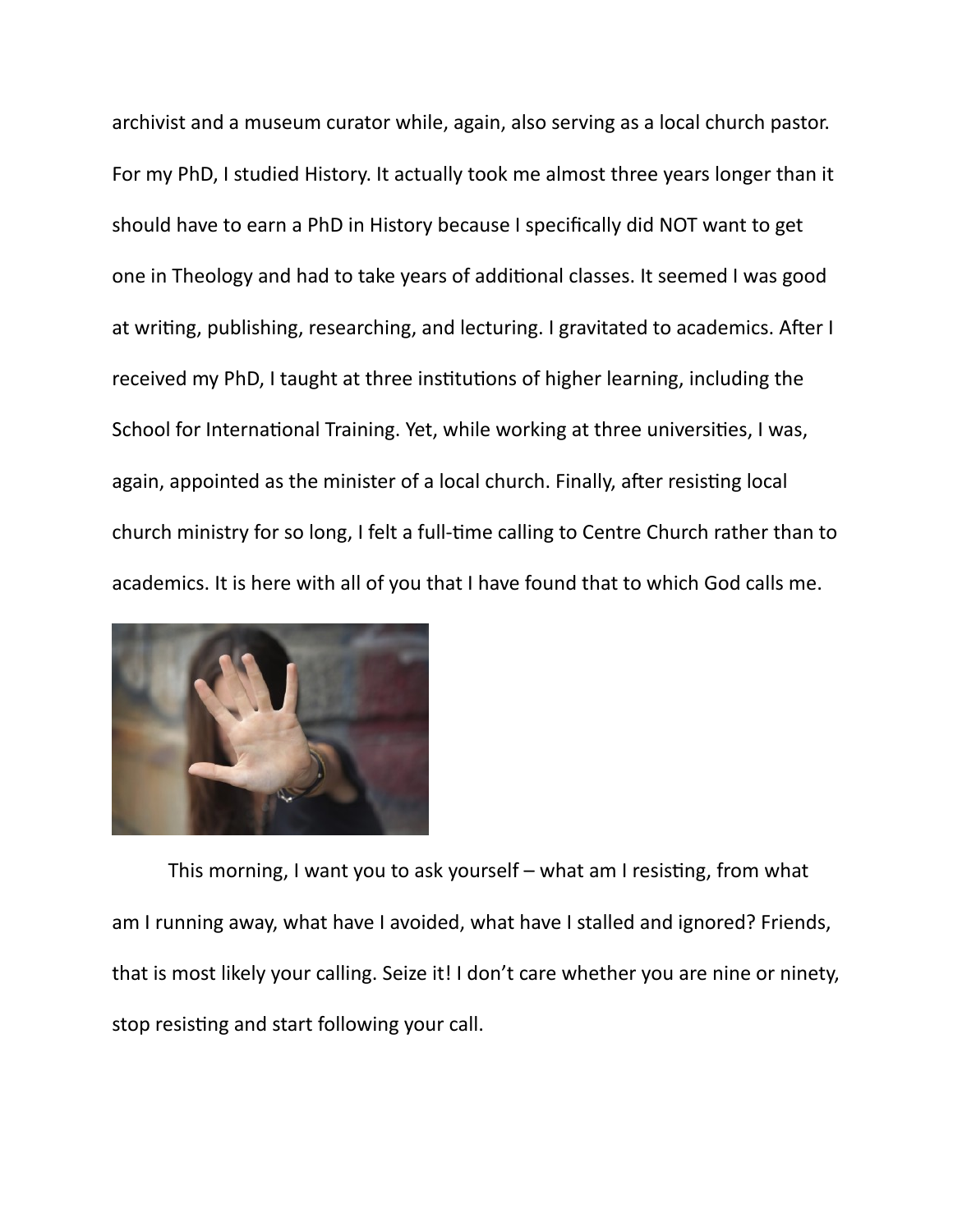archivist and a museum curator while, again, also serving as a local church pastor. For my PhD, I studied History. It actually took me almost three years longer than it should have to earn a PhD in History because I specifically did NOT want to get one in Theology and had to take years of additional classes. It seemed I was good at writing, publishing, researching, and lecturing. I gravitated to academics. After I received my PhD, I taught at three institutions of higher learning, including the School for International Training. Yet, while working at three universities, I was, again, appointed as the minister of a local church. Finally, after resisting local church ministry for so long, I felt a full-time calling to Centre Church rather than to academics. It is here with all of you that I have found that to which God calls me.

This morning, I want you to ask yourself – what am I resisting, from what am I running away, what have I avoided, what have I stalled and ignored? Friends, that is most likely your calling. Seize it! I don't care whether you are nine or ninety, stop resisting and start following your call.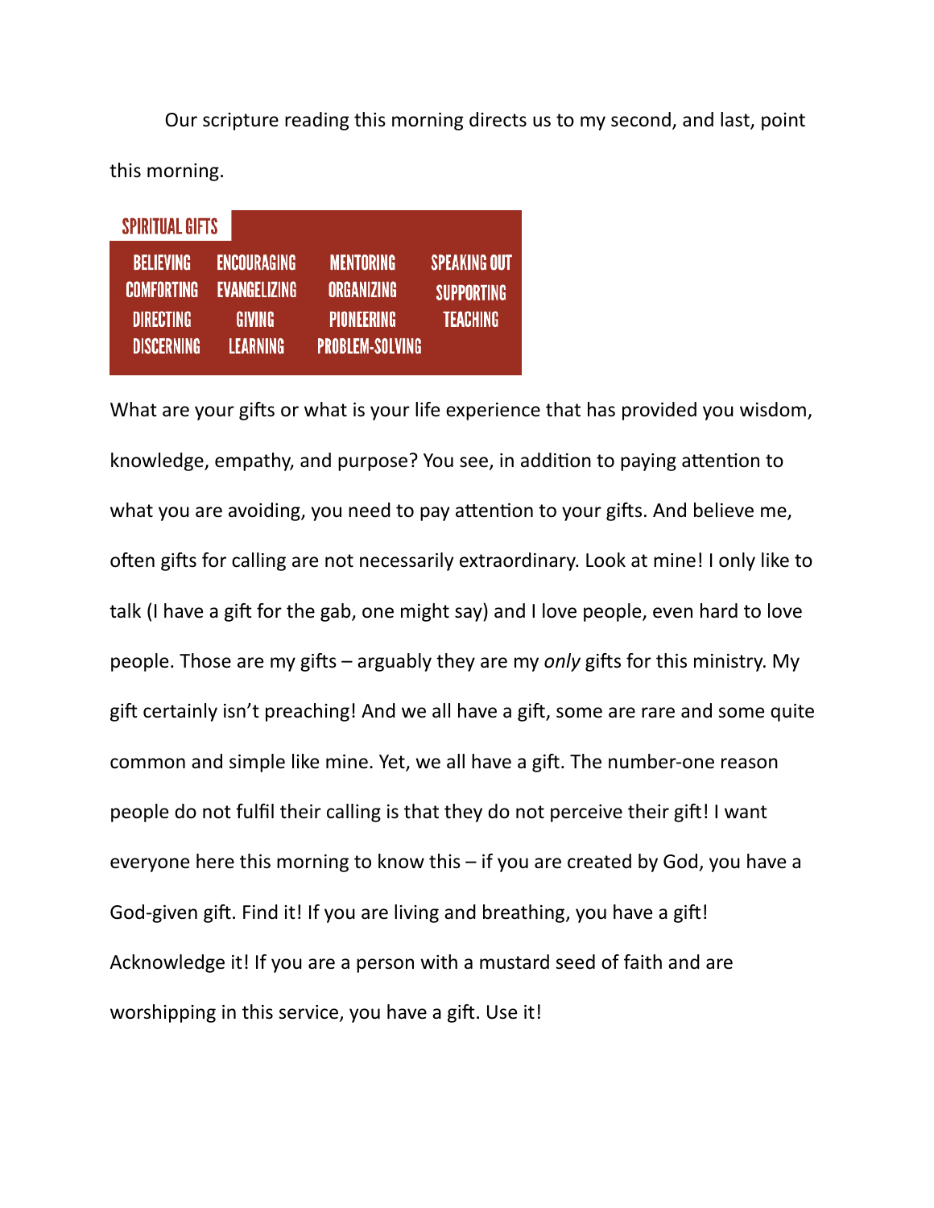Our scripture reading this morning directs us to my second, and last, point this morning.

**SPIRITUAL GIFTS**

| | | | |
|---|---|---|---|
| BELIEVING | ENCOURAGING | MENTORING | SPEAKING OUT |
| COMFORTING | EVANGELIZING | ORGANIZING | SUPPORTING |
| DIRECTING | GIVING | PIONEERING | TEACHING |
| DISCERNING | LEARNING | PROBLEM-SOLVING | |

What are your gifts or what is your life experience that has provided you wisdom, knowledge, empathy, and purpose? You see, in addition to paying attention to what you are avoiding, you need to pay attention to your gifts. And believe me, often gifts for calling are not necessarily extraordinary. Look at mine! I only like to talk (I have a gift for the gab, one might say) and I love people, even hard to love people. Those are my gifts – arguably they are my *only* gifts for this ministry. My gift certainly isn't preaching! And we all have a gift, some are rare and some quite common and simple like mine. Yet, we all have a gift. The number-one reason people do not fulfil their calling is that they do not perceive their gift! I want everyone here this morning to know this – if you are created by God, you have a God-given gift. Find it! If you are living and breathing, you have a gift! Acknowledge it! If you are a person with a mustard seed of faith and are worshipping in this service, you have a gift. Use it!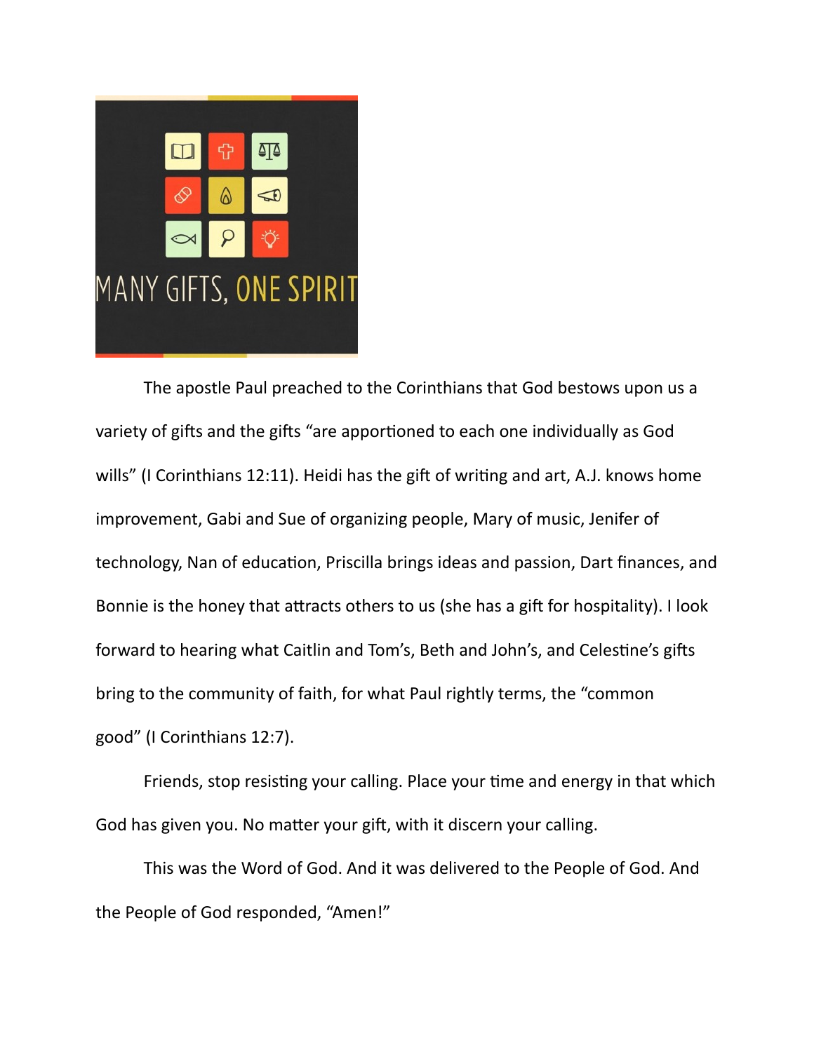The apostle Paul preached to the Corinthians that God bestows upon us a variety of gifts and the gifts "are apportioned to each one individually as God wills" (I Corinthians 12:11). Heidi has the gift of writing and art, A.J. knows home improvement, Gabi and Sue of organizing people, Mary of music, Jenifer of technology, Nan of education, Priscilla brings ideas and passion, Dart finances, and Bonnie is the honey that attracts others to us (she has a gift for hospitality). I look forward to hearing what Caitlin and Tom's, Beth and John's, and Celestine's gifts bring to the community of faith, for what Paul rightly terms, the "common good" (I Corinthians 12:7).

Friends, stop resisting your calling. Place your time and energy in that which God has given you. No matter your gift, with it discern your calling.

This was the Word of God. And it was delivered to the People of God. And the People of God responded, "Amen!"